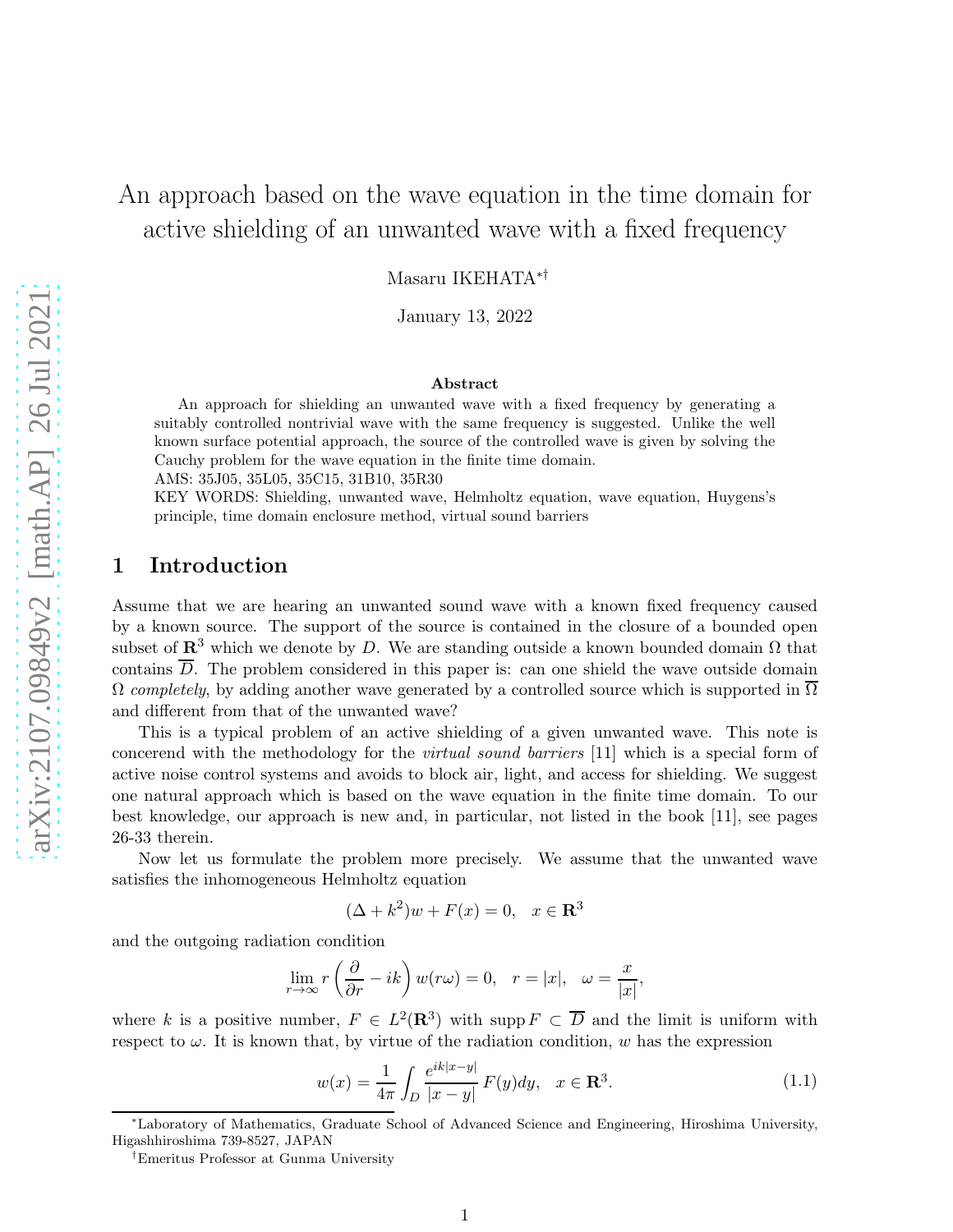# An approach based on the wave equation in the time domain for active shielding of an unwanted wave with a fixed frequency

Masaru IKEHATA[*][†]

January 13, 2022

### Abstract

An approach for shielding an unwanted wave with a fixed frequency by generating a suitably controlled nontrivial wave with the same frequency is suggested. Unlike the well known surface potential approach, the source of the controlled wave is given by solving the Cauchy problem for the wave equation in the finite time domain.

AMS: 35J05, 35L05, 35C15, 31B10, 35R30

KEY WORDS: Shielding, unwanted wave, Helmholtz equation, wave equation, Huygens's principle, time domain enclosure method, virtual sound barriers

## 1 Introduction

Assume that we are hearing an unwanted sound wave with a known fixed frequency caused by a known source. The support of the source is contained in the closure of a bounded open subset of $\mathbf{R}^3$ which we denote by $D$. We are standing outside a known bounded domain $\Omega$ that contains $\overline{D}$. The problem considered in this paper is: can one shield the wave outside domain $\Omega$ *completely*, by adding another wave generated by a controlled source which is supported in $\overline{\Omega}$ and different from that of the unwanted wave?

This is a typical problem of an active shielding of a given unwanted wave. This note is concerend with the methodology for the *virtual sound barriers* [11] which is a special form of active noise control systems and avoids to block air, light, and access for shielding. We suggest one natural approach which is based on the wave equation in the finite time domain. To our best knowledge, our approach is new and, in particular, not listed in the book [11], see pages 26-33 therein.

Now let us formulate the problem more precisely. We assume that the unwanted wave satisfies the inhomogeneous Helmholtz equation

$$(\Delta + k^2)w + F(x) = 0, \quad x \in \mathbf{R}^3$$

and the outgoing radiation condition

$$\lim_{r\to\infty} r\left(\frac{\partial}{\partial r} - ik\right)w(r\omega) = 0, \quad r = |x|, \quad \omega = \frac{x}{|x|},$$

where $k$ is a positive number, $F \in L^2(\mathbf{R}^3)$ with $\text{supp}\, F \subset \overline{D}$ and the limit is uniform with respect to $\omega$. It is known that, by virtue of the radiation condition, $w$ has the expression

$$w(x) = \frac{1}{4\pi}\int_D \frac{e^{ik|x-y|}}{|x-y|}F(y)dy, \quad x \in \mathbf{R}^3. \tag{1.1}$$

---

[*] Laboratory of Mathematics, Graduate School of Advanced Science and Engineering, Hiroshima University, Higashhiroshima 739-8527, JAPAN

[†] Emeritus Professor at Gunma University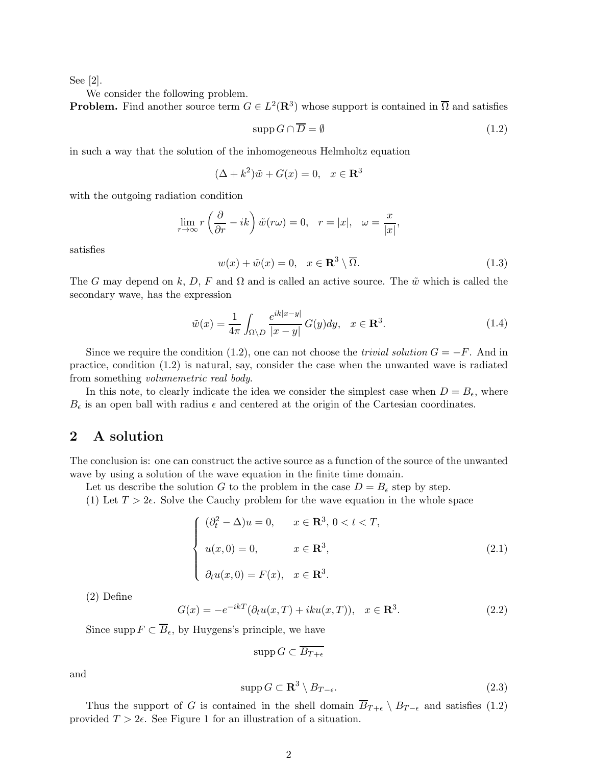See [2].

We consider the following problem.

**Problem.** Find another source term $G \in L^2(\mathbf{R}^3)$ whose support is contained in $\overline{\Omega}$ and satisfies

$$\operatorname{supp} G \cap \overline{D} = \emptyset \tag{1.2}$$

in such a way that the solution of the inhomogeneous Helmholtz equation

$$(\Delta + k^2)\tilde{w} + G(x) = 0, \quad x \in \mathbf{R}^3$$

with the outgoing radiation condition

$$\lim_{r \to \infty} r\left(\frac{\partial}{\partial r} - ik\right)\tilde{w}(r\omega) = 0, \quad r = |x|, \quad \omega = \frac{x}{|x|},$$

satisfies

$$w(x) + \tilde{w}(x) = 0, \quad x \in \mathbf{R}^3 \setminus \overline{\Omega}. \tag{1.3}$$

The $G$ may depend on $k$, $D$, $F$ and $\Omega$ and is called an active source. The $\tilde{w}$ which is called the secondary wave, has the expression

$$\tilde{w}(x) = \frac{1}{4\pi}\int_{\Omega \setminus D} \frac{e^{ik|x-y|}}{|x-y|}\, G(y)dy, \quad x \in \mathbf{R}^3. \tag{1.4}$$

Since we require the condition (1.2), one can not choose the *trivial solution* $G = -F$. And in practice, condition (1.2) is natural, say, consider the case when the unwanted wave is radiated from something *volumemetric real body*.

In this note, to clearly indicate the idea we consider the simplest case when $D = B_\epsilon$, where $B_\epsilon$ is an open ball with radius $\epsilon$ and centered at the origin of the Cartesian coordinates.

## 2 A solution

The conclusion is: one can construct the active source as a function of the source of the unwanted wave by using a solution of the wave equation in the finite time domain.

Let us describe the solution $G$ to the problem in the case $D = B_\epsilon$ step by step.

(1) Let $T > 2\epsilon$. Solve the Cauchy problem for the wave equation in the whole space

$$\begin{cases} (\partial_t^2 - \Delta)u = 0, & x \in \mathbf{R}^3,\ 0 < t < T, \\ u(x, 0) = 0, & x \in \mathbf{R}^3, \\ \partial_t u(x, 0) = F(x), & x \in \mathbf{R}^3. \end{cases} \tag{2.1}$$

(2) Define

$$G(x) = -e^{-ikT}(\partial_t u(x, T) + iku(x, T)), \quad x \in \mathbf{R}^3. \tag{2.2}$$

Since $\operatorname{supp} F \subset \overline{B}_\epsilon$, by Huygens's principle, we have

$$\operatorname{supp} G \subset \overline{B_{T+\epsilon}}$$

and

$$\operatorname{supp} G \subset \mathbf{R}^3 \setminus B_{T-\epsilon}. \tag{2.3}$$

Thus the support of $G$ is contained in the shell domain $\overline{B}_{T+\epsilon} \setminus B_{T-\epsilon}$ and satisfies (1.2) provided $T > 2\epsilon$. See Figure 1 for an illustration of a situation.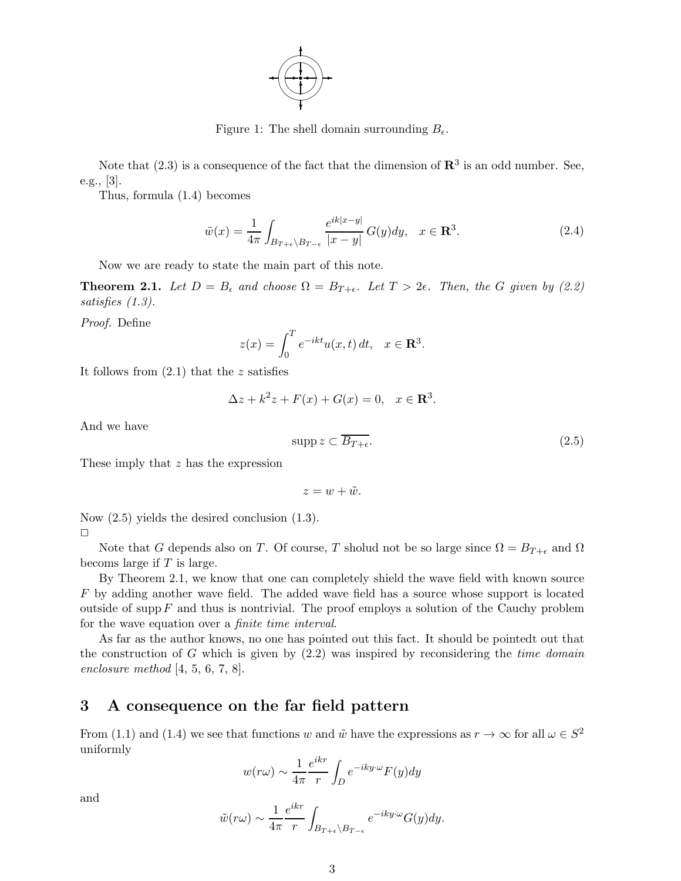Figure 1: The shell domain surrounding $B_\epsilon$.

Note that (2.3) is a consequence of the fact that the dimension of $\mathbf{R}^3$ is an odd number. See, e.g., [3].

Thus, formula (1.4) becomes

$$\tilde{w}(x) = \frac{1}{4\pi}\int_{B_{T+\epsilon}\setminus B_{T-\epsilon}} \frac{e^{ik|x-y|}}{|x-y|}\,G(y)dy, \quad x \in \mathbf{R}^3. \tag{2.4}$$

Now we are ready to state the main part of this note.

**Theorem 2.1.** *Let $D = B_\epsilon$ and choose $\Omega = B_{T+\epsilon}$. Let $T > 2\epsilon$. Then, the $G$ given by (2.2) satisfies (1.3).*

*Proof.* Define

$$z(x) = \int_0^T e^{-ikt}u(x,t)\,dt, \quad x \in \mathbf{R}^3.$$

It follows from (2.1) that the $z$ satisfies

$$\Delta z + k^2 z + F(x) + G(x) = 0, \quad x \in \mathbf{R}^3.$$

And we have

$$\operatorname{supp} z \subset \overline{B_{T+\epsilon}}. \tag{2.5}$$

These imply that $z$ has the expression

$$z = w + \tilde{w}.$$

Now (2.5) yields the desired conclusion (1.3).

□

Note that $G$ depends also on $T$. Of course, $T$ sholud not be so large since $\Omega = B_{T+\epsilon}$ and $\Omega$ becoms large if $T$ is large.

By Theorem 2.1, we know that one can completely shield the wave field with known source $F$ by adding another wave field. The added wave field has a source whose support is located outside of $\operatorname{supp} F$ and thus is nontrivial. The proof employs a solution of the Cauchy problem for the wave equation over a *finite time interval*.

As far as the author knows, no one has pointed out this fact. It should be pointedt out that the construction of $G$ which is given by (2.2) was inspired by reconsidering the *time domain enclosure method* [4, 5, 6, 7, 8].

## 3 A consequence on the far field pattern

From (1.1) and (1.4) we see that functions $w$ and $\tilde{w}$ have the expressions as $r \to \infty$ for all $\omega \in S^2$ uniformly

$$w(r\omega) \sim \frac{1}{4\pi}\frac{e^{ikr}}{r}\int_D e^{-iky\cdot\omega}F(y)dy$$

and

$$\tilde{w}(r\omega) \sim \frac{1}{4\pi}\frac{e^{ikr}}{r}\int_{B_{T+\epsilon}\setminus B_{T-\epsilon}} e^{-iky\cdot\omega}G(y)dy.$$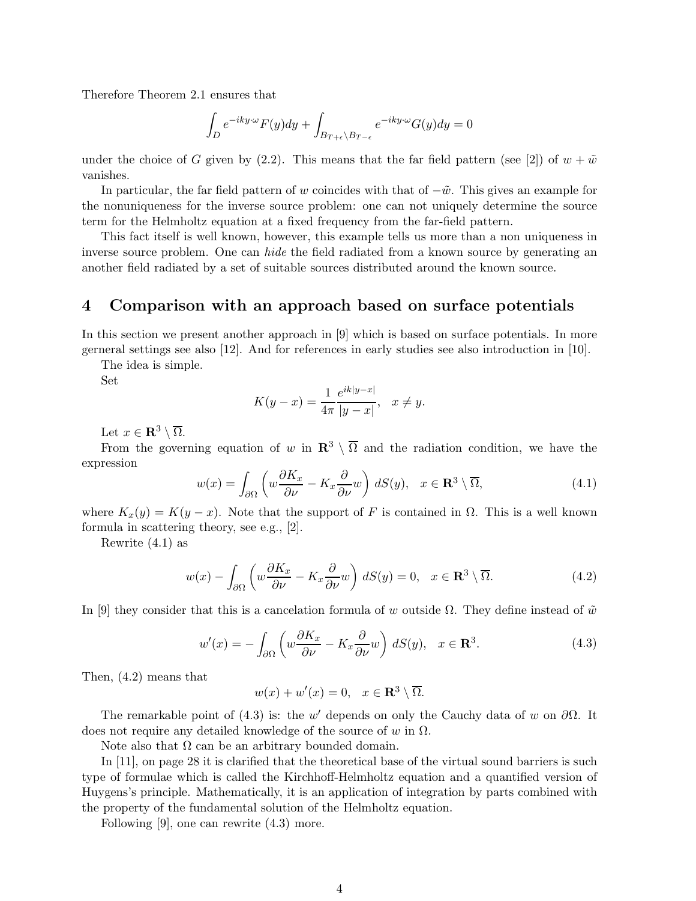Therefore Theorem 2.1 ensures that

$$\int_D e^{-iky\cdot\omega}F(y)dy + \int_{B_{T+\epsilon}\setminus B_{T-\epsilon}} e^{-iky\cdot\omega}G(y)dy = 0$$

under the choice of $G$ given by (2.2). This means that the far field pattern (see [2]) of $w + \tilde{w}$ vanishes.

In particular, the far field pattern of $w$ coincides with that of $-\tilde{w}$. This gives an example for the nonuniqueness for the inverse source problem: one can not uniquely determine the source term for the Helmholtz equation at a fixed frequency from the far-field pattern.

This fact itself is well known, however, this example tells us more than a non uniqueness in inverse source problem. One can *hide* the field radiated from a known source by generating an another field radiated by a set of suitable sources distributed around the known source.

# 4 Comparison with an approach based on surface potentials

In this section we present another approach in [9] which is based on surface potentials. In more gerneral settings see also [12]. And for references in early studies see also introduction in [10].

The idea is simple.

Set

$$K(y-x) = \frac{1}{4\pi}\frac{e^{ik|y-x|}}{|y-x|}, \quad x \neq y.$$

Let $x \in \mathbf{R}^3 \setminus \overline{\Omega}$.

From the governing equation of $w$ in $\mathbf{R}^3 \setminus \overline{\Omega}$ and the radiation condition, we have the expression

$$w(x) = \int_{\partial\Omega}\left(w\frac{\partial K_x}{\partial\nu} - K_x\frac{\partial}{\partial\nu}w\right)dS(y), \quad x \in \mathbf{R}^3 \setminus \overline{\Omega}, \tag{4.1}$$

where $K_x(y) = K(y-x)$. Note that the support of $F$ is contained in $\Omega$. This is a well known formula in scattering theory, see e.g., [2].

Rewrite (4.1) as

$$w(x) - \int_{\partial\Omega}\left(w\frac{\partial K_x}{\partial\nu} - K_x\frac{\partial}{\partial\nu}w\right)dS(y) = 0, \quad x \in \mathbf{R}^3 \setminus \overline{\Omega}. \tag{4.2}$$

In [9] they consider that this is a cancelation formula of $w$ outside $\Omega$. They define instead of $\tilde{w}$

$$w'(x) = -\int_{\partial\Omega}\left(w\frac{\partial K_x}{\partial\nu} - K_x\frac{\partial}{\partial\nu}w\right)dS(y), \quad x \in \mathbf{R}^3. \tag{4.3}$$

Then, (4.2) means that

$$w(x) + w'(x) = 0, \quad x \in \mathbf{R}^3 \setminus \overline{\Omega}.$$

The remarkable point of (4.3) is: the $w'$ depends on only the Cauchy data of $w$ on $\partial\Omega$. It does not require any detailed knowledge of the source of $w$ in $\Omega$.

Note also that $\Omega$ can be an arbitrary bounded domain.

In [11], on page 28 it is clarified that the theoretical base of the virtual sound barriers is such type of formulae which is called the Kirchhoff-Helmholtz equation and a quantified version of Huygens's principle. Mathematically, it is an application of integration by parts combined with the property of the fundamental solution of the Helmholtz equation.

Following [9], one can rewrite (4.3) more.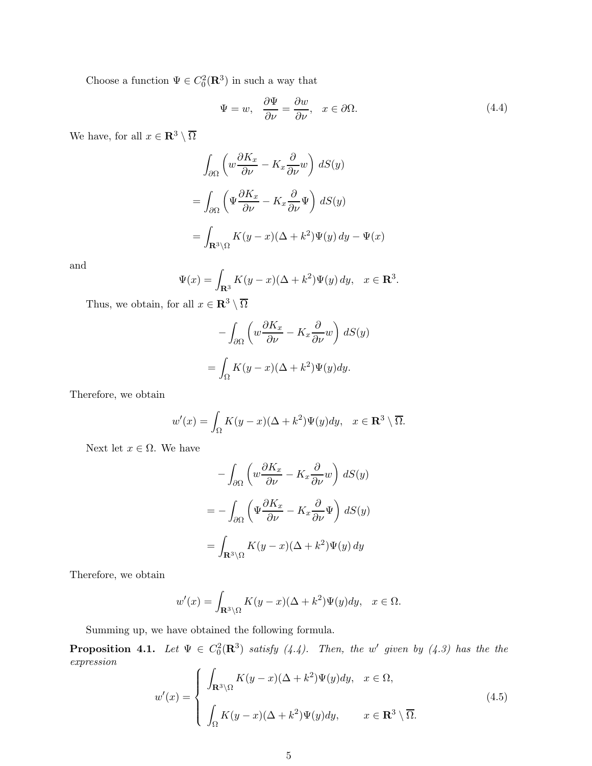Choose a function $\Psi \in C_0^2(\mathbf{R}^3)$ in such a way that

$$\Psi = w, \quad \frac{\partial \Psi}{\partial \nu} = \frac{\partial w}{\partial \nu}, \quad x \in \partial\Omega. \tag{4.4}$$

We have, for all $x \in \mathbf{R}^3 \setminus \overline{\Omega}$

$$\begin{aligned}
&\int_{\partial\Omega} \left( w\frac{\partial K_x}{\partial \nu} - K_x \frac{\partial}{\partial \nu} w \right) dS(y) \\
&= \int_{\partial\Omega} \left( \Psi\frac{\partial K_x}{\partial \nu} - K_x \frac{\partial}{\partial \nu} \Psi \right) dS(y) \\
&= \int_{\mathbf{R}^3\setminus\Omega} K(y-x)(\Delta + k^2)\Psi(y)\, dy - \Psi(x)
\end{aligned}$$

and

$$\Psi(x) = \int_{\mathbf{R}^3} K(y-x)(\Delta + k^2)\Psi(y)\, dy, \quad x \in \mathbf{R}^3.$$

Thus, we obtain, for all $x \in \mathbf{R}^3 \setminus \overline{\Omega}$

$$\begin{aligned}
&-\int_{\partial\Omega} \left( w\frac{\partial K_x}{\partial \nu} - K_x \frac{\partial}{\partial \nu} w \right) dS(y) \\
&= \int_{\Omega} K(y-x)(\Delta + k^2)\Psi(y) dy.
\end{aligned}$$

Therefore, we obtain

$$w'(x) = \int_{\Omega} K(y-x)(\Delta + k^2)\Psi(y) dy, \quad x \in \mathbf{R}^3 \setminus \overline{\Omega}.$$

Next let $x \in \Omega$. We have

$$\begin{aligned}
&-\int_{\partial\Omega} \left( w\frac{\partial K_x}{\partial \nu} - K_x \frac{\partial}{\partial \nu} w \right) dS(y) \\
&= -\int_{\partial\Omega} \left( \Psi\frac{\partial K_x}{\partial \nu} - K_x \frac{\partial}{\partial \nu} \Psi \right) dS(y) \\
&= \int_{\mathbf{R}^3\setminus\Omega} K(y-x)(\Delta + k^2)\Psi(y)\, dy
\end{aligned}$$

Therefore, we obtain

$$w'(x) = \int_{\mathbf{R}^3\setminus\Omega} K(y-x)(\Delta + k^2)\Psi(y) dy, \quad x \in \Omega.$$

Summing up, we have obtained the following formula.

**Proposition 4.1.** *Let $\Psi \in C_0^2(\mathbf{R}^3)$ satisfy (4.4). Then, the $w'$ given by (4.3) has the the expression*

$$w'(x) = \begin{cases} \displaystyle\int_{\mathbf{R}^3\setminus\Omega} K(y-x)(\Delta + k^2)\Psi(y) dy, & x \in \Omega, \\[2ex] \displaystyle\int_{\Omega} K(y-x)(\Delta + k^2)\Psi(y) dy, & x \in \mathbf{R}^3 \setminus \overline{\Omega}. \end{cases} \tag{4.5}$$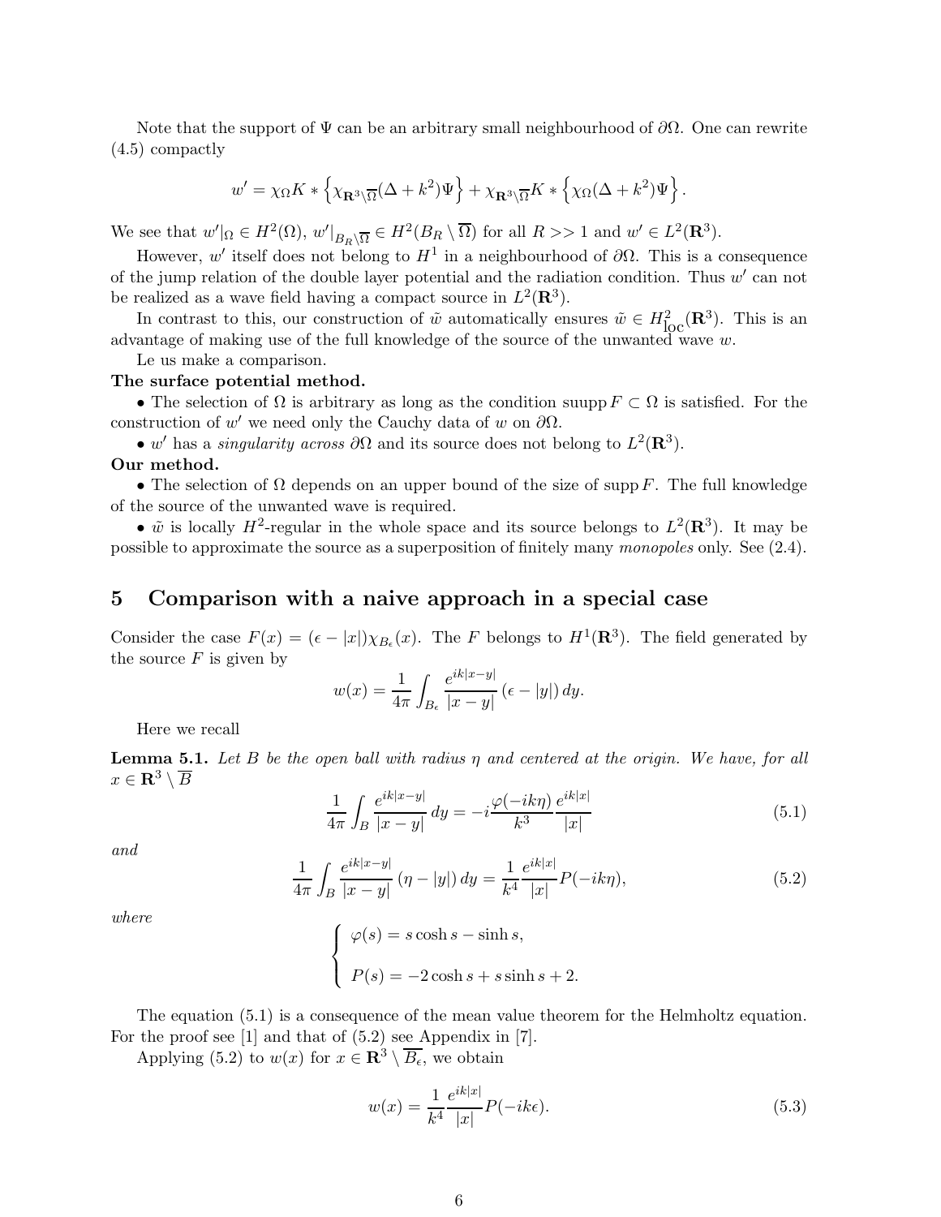Note that the support of $\Psi$ can be an arbitrary small neighbourhood of $\partial\Omega$. One can rewrite (4.5) compactly

$$w' = \chi_\Omega K * \left\{\chi_{\mathbf{R}^3\setminus\overline{\Omega}}(\Delta + k^2)\Psi\right\} + \chi_{\mathbf{R}^3\setminus\overline{\Omega}} K * \left\{\chi_\Omega(\Delta + k^2)\Psi\right\}.$$

We see that $w'|_\Omega \in H^2(\Omega)$, $w'|_{B_R\setminus\overline{\Omega}} \in H^2(B_R \setminus \overline{\Omega})$ for all $R >> 1$ and $w' \in L^2(\mathbf{R}^3)$.

However, $w'$ itself does not belong to $H^1$ in a neighbourhood of $\partial\Omega$. This is a consequence of the jump relation of the double layer potential and the radiation condition. Thus $w'$ can not be realized as a wave field having a compact source in $L^2(\mathbf{R}^3)$.

In contrast to this, our construction of $\tilde{w}$ automatically ensures $\tilde{w} \in H^2_{\text{loc}}(\mathbf{R}^3)$. This is an advantage of making use of the full knowledge of the source of the unwanted wave $w$.

Le us make a comparison.

**The surface potential method.**

- The selection of $\Omega$ is arbitrary as long as the condition suupp $F \subset \Omega$ is satisfied. For the construction of $w'$ we need only the Cauchy data of $w$ on $\partial\Omega$.
- $w'$ has a *singularity across* $\partial\Omega$ and its source does not belong to $L^2(\mathbf{R}^3)$.

**Our method.**

- The selection of $\Omega$ depends on an upper bound of the size of supp $F$. The full knowledge of the source of the unwanted wave is required.
- $\tilde{w}$ is locally $H^2$-regular in the whole space and its source belongs to $L^2(\mathbf{R}^3)$. It may be possible to approximate the source as a superposition of finitely many *monopoles* only. See (2.4).

## 5 Comparison with a naive approach in a special case

Consider the case $F(x) = (\epsilon - |x|)\chi_{B_\epsilon}(x)$. The $F$ belongs to $H^1(\mathbf{R}^3)$. The field generated by the source $F$ is given by

$$w(x) = \frac{1}{4\pi}\int_{B_\epsilon} \frac{e^{ik|x-y|}}{|x-y|}(\epsilon - |y|)\,dy.$$

Here we recall

**Lemma 5.1.** *Let $B$ be the open ball with radius $\eta$ and centered at the origin. We have, for all $x \in \mathbf{R}^3 \setminus \overline{B}$*

$$\frac{1}{4\pi}\int_B \frac{e^{ik|x-y|}}{|x-y|}\,dy = -i\frac{\varphi(-ik\eta)}{k^3}\frac{e^{ik|x|}}{|x|} \tag{5.1}$$

*and*

$$\frac{1}{4\pi}\int_B \frac{e^{ik|x-y|}}{|x-y|}(\eta - |y|)\,dy = \frac{1}{k^4}\frac{e^{ik|x|}}{|x|}P(-ik\eta), \tag{5.2}$$

*where*

$$\begin{cases} \varphi(s) = s\cosh s - \sinh s, \\ \\ P(s) = -2\cosh s + s\sinh s + 2. \end{cases}$$

The equation (5.1) is a consequence of the mean value theorem for the Helmholtz equation. For the proof see [1] and that of (5.2) see Appendix in [7].

Applying (5.2) to $w(x)$ for $x \in \mathbf{R}^3 \setminus \overline{B_\epsilon}$, we obtain

$$w(x) = \frac{1}{k^4}\frac{e^{ik|x|}}{|x|}P(-ik\epsilon). \tag{5.3}$$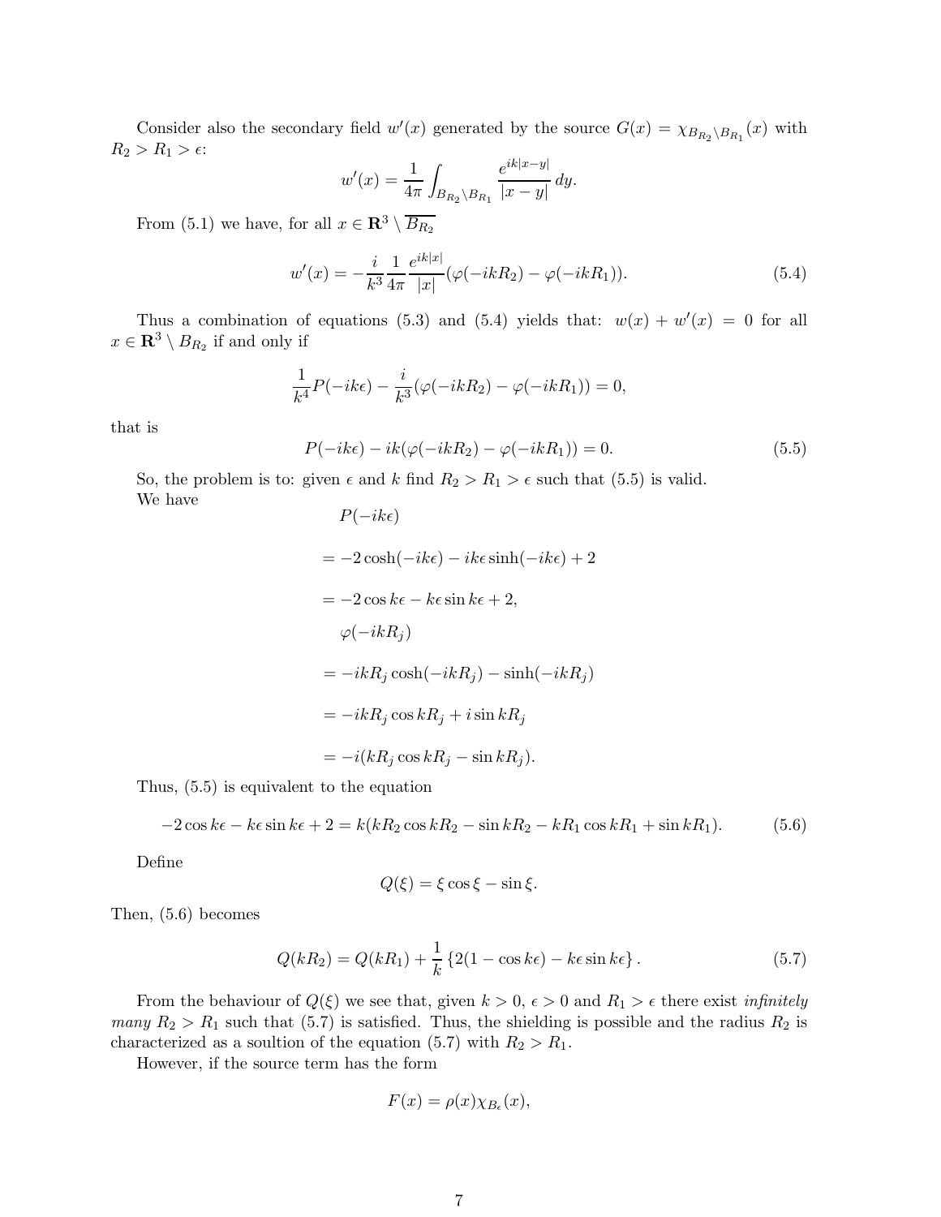Consider also the secondary field $w'(x)$ generated by the source $G(x) = \chi_{B_{R_2}\setminus B_{R_1}}(x)$ with $R_2 > R_1 > \epsilon$:

$$w'(x) = \frac{1}{4\pi}\int_{B_{R_2}\setminus B_{R_1}} \frac{e^{ik|x-y|}}{|x-y|}\,dy.$$

From (5.1) we have, for all $x \in \mathbf{R}^3 \setminus \overline{B_{R_2}}$

$$w'(x) = -\frac{i}{k^3}\frac{1}{4\pi}\frac{e^{ik|x|}}{|x|}(\varphi(-ikR_2) - \varphi(-ikR_1)). \tag{5.4}$$

Thus a combination of equations (5.3) and (5.4) yields that: $w(x) + w'(x) = 0$ for all $x \in \mathbf{R}^3 \setminus B_{R_2}$ if and only if

$$\frac{1}{k^4}P(-ik\epsilon) - \frac{i}{k^3}(\varphi(-ikR_2) - \varphi(-ikR_1)) = 0,$$

that is

$$P(-ik\epsilon) - ik(\varphi(-ikR_2) - \varphi(-ikR_1)) = 0. \tag{5.5}$$

So, the problem is to: given $\epsilon$ and $k$ find $R_2 > R_1 > \epsilon$ such that (5.5) is valid.

We have

$$\begin{aligned}
&P(-ik\epsilon)\\
&= -2\cosh(-ik\epsilon) - ik\epsilon\sinh(-ik\epsilon) + 2\\
&= -2\cos k\epsilon - k\epsilon \sin k\epsilon + 2,\\
&\varphi(-ikR_j)\\
&= -ikR_j\cosh(-ikR_j) - \sinh(-ikR_j)\\
&= -ikR_j\cos kR_j + i\sin kR_j\\
&= -i(kR_j\cos kR_j - \sin kR_j).
\end{aligned}$$

Thus, (5.5) is equivalent to the equation

$$-2\cos k\epsilon - k\epsilon\sin k\epsilon + 2 = k(kR_2\cos kR_2 - \sin kR_2 - kR_1\cos kR_1 + \sin kR_1). \tag{5.6}$$

Define

$$Q(\xi) = \xi\cos\xi - \sin\xi.$$

Then, (5.6) becomes

$$Q(kR_2) = Q(kR_1) + \frac{1}{k}\left\{2(1-\cos k\epsilon) - k\epsilon\sin k\epsilon\right\}. \tag{5.7}$$

From the behaviour of $Q(\xi)$ we see that, given $k > 0$, $\epsilon > 0$ and $R_1 > \epsilon$ there exist *infinitely many* $R_2 > R_1$ such that (5.7) is satisfied. Thus, the shielding is possible and the radius $R_2$ is characterized as a soultion of the equation (5.7) with $R_2 > R_1$.

However, if the source term has the form

$$F(x) = \rho(x)\chi_{B_\epsilon}(x),$$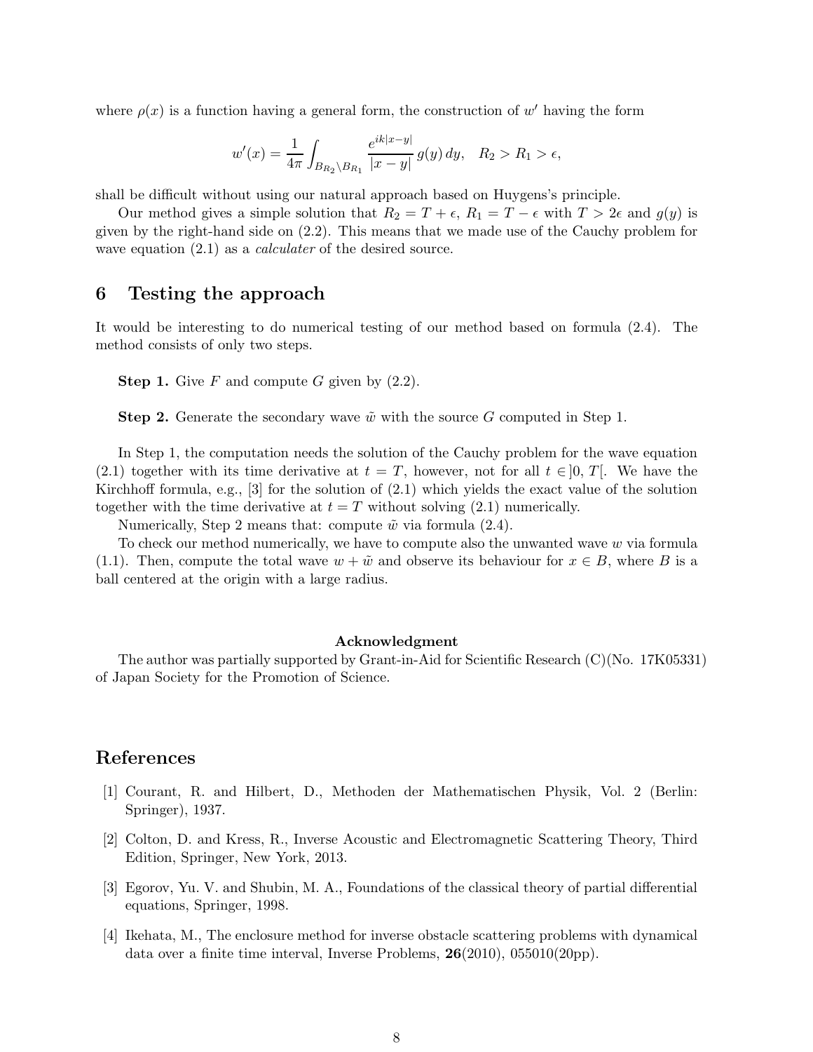where $\rho(x)$ is a function having a general form, the construction of $w'$ having the form

$$w'(x) = \frac{1}{4\pi}\int_{B_{R_2}\setminus B_{R_1}} \frac{e^{ik|x-y|}}{|x-y|}\,g(y)\,dy, \quad R_2 > R_1 > \epsilon,$$

shall be difficult without using our natural approach based on Huygens's principle.

Our method gives a simple solution that $R_2 = T + \epsilon$, $R_1 = T - \epsilon$ with $T > 2\epsilon$ and $g(y)$ is given by the right-hand side on (2.2). This means that we made use of the Cauchy problem for wave equation (2.1) as a *calculater* of the desired source.

## 6 Testing the approach

It would be interesting to do numerical testing of our method based on formula (2.4). The method consists of only two steps.

**Step 1.** Give $F$ and compute $G$ given by (2.2).

**Step 2.** Generate the secondary wave $\tilde{w}$ with the source $G$ computed in Step 1.

In Step 1, the computation needs the solution of the Cauchy problem for the wave equation (2.1) together with its time derivative at $t = T$, however, not for all $t \in ]0, T[$. We have the Kirchhoff formula, e.g., [3] for the solution of (2.1) which yields the exact value of the solution together with the time derivative at $t = T$ without solving (2.1) numerically.

Numerically, Step 2 means that: compute $\tilde{w}$ via formula (2.4).

To check our method numerically, we have to compute also the unwanted wave $w$ via formula (1.1). Then, compute the total wave $w + \tilde{w}$ and observe its behaviour for $x \in B$, where $B$ is a ball centered at the origin with a large radius.

**Acknowledgment**

The author was partially supported by Grant-in-Aid for Scientific Research (C)(No. 17K05331) of Japan Society for the Promotion of Science.

# References

[1] Courant, R. and Hilbert, D., Methoden der Mathematischen Physik, Vol. 2 (Berlin: Springer), 1937.

[2] Colton, D. and Kress, R., Inverse Acoustic and Electromagnetic Scattering Theory, Third Edition, Springer, New York, 2013.

[3] Egorov, Yu. V. and Shubin, M. A., Foundations of the classical theory of partial differential equations, Springer, 1998.

[4] Ikehata, M., The enclosure method for inverse obstacle scattering problems with dynamical data over a finite time interval, Inverse Problems, **26**(2010), 055010(20pp).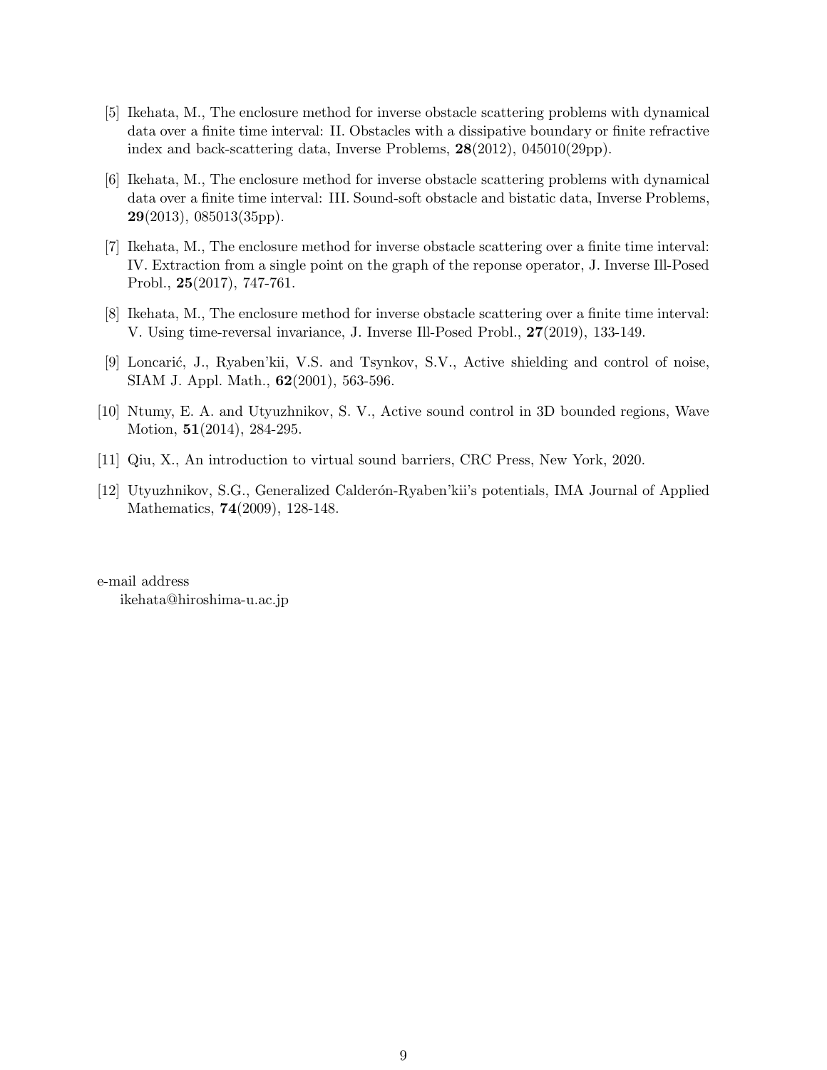[5] Ikehata, M., The enclosure method for inverse obstacle scattering problems with dynamical data over a finite time interval: II. Obstacles with a dissipative boundary or finite refractive index and back-scattering data, Inverse Problems, **28**(2012), 045010(29pp).

[6] Ikehata, M., The enclosure method for inverse obstacle scattering problems with dynamical data over a finite time interval: III. Sound-soft obstacle and bistatic data, Inverse Problems, **29**(2013), 085013(35pp).

[7] Ikehata, M., The enclosure method for inverse obstacle scattering over a finite time interval: IV. Extraction from a single point on the graph of the reponse operator, J. Inverse Ill-Posed Probl., **25**(2017), 747-761.

[8] Ikehata, M., The enclosure method for inverse obstacle scattering over a finite time interval: V. Using time-reversal invariance, J. Inverse Ill-Posed Probl., **27**(2019), 133-149.

[9] Loncarić, J., Ryaben'kii, V.S. and Tsynkov, S.V., Active shielding and control of noise, SIAM J. Appl. Math., **62**(2001), 563-596.

[10] Ntumy, E. A. and Utyuzhnikov, S. V., Active sound control in 3D bounded regions, Wave Motion, **51**(2014), 284-295.

[11] Qiu, X., An introduction to virtual sound barriers, CRC Press, New York, 2020.

[12] Utyuzhnikov, S.G., Generalized Calderón-Ryaben'kii's potentials, IMA Journal of Applied Mathematics, **74**(2009), 128-148.

e-mail address
ikehata@hiroshima-u.ac.jp